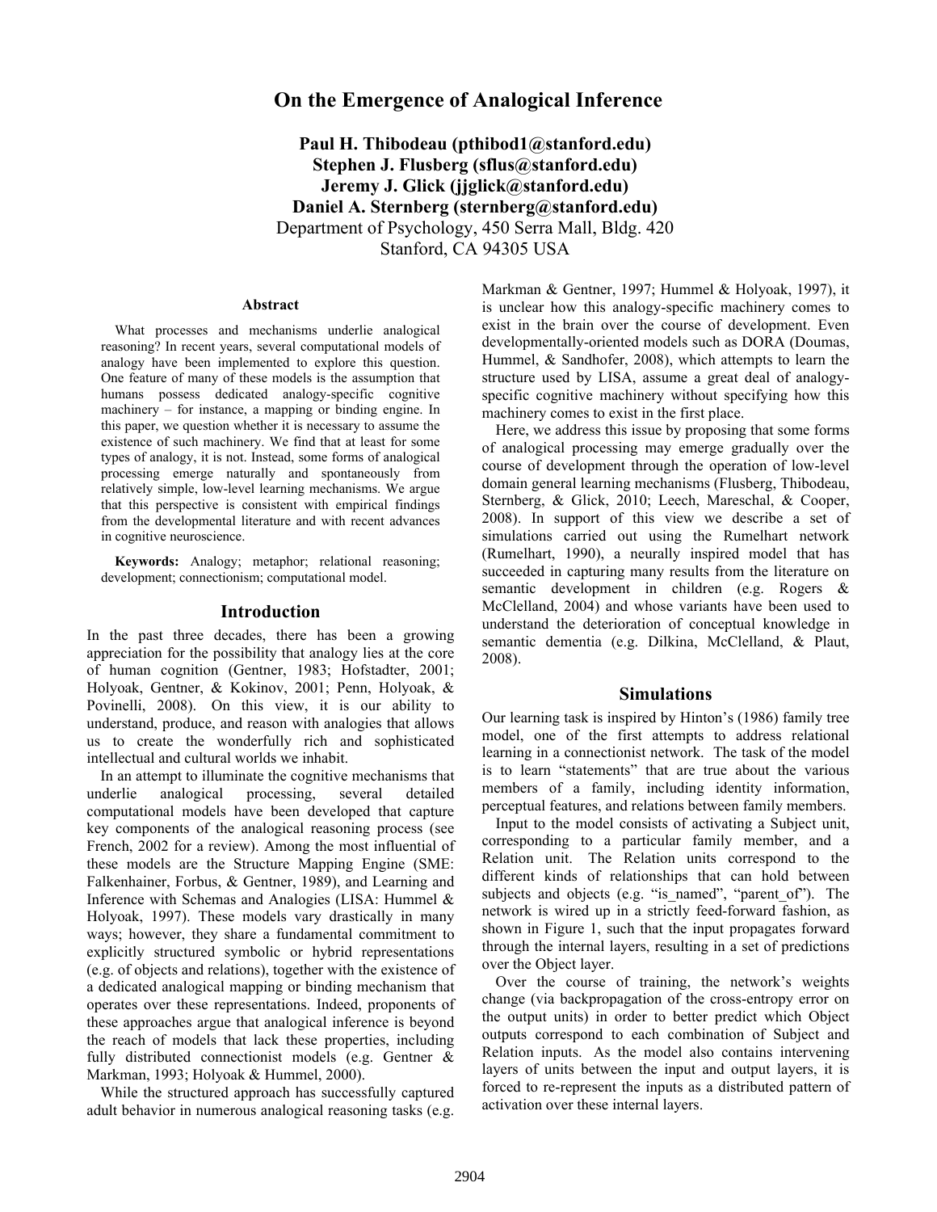# On the Emergence of Analogical Inference

**Paul H. Thibodeau (pthibod1@stanford.edu)**
**Stephen J. Flusberg (sflus@stanford.edu)**
**Jeremy J. Glick (jjglick@stanford.edu)**
**Daniel A. Sternberg (sternberg@stanford.edu)**
Department of Psychology, 450 Serra Mall, Bldg. 420
Stanford, CA 94305 USA

## Abstract

What processes and mechanisms underlie analogical reasoning? In recent years, several computational models of analogy have been implemented to explore this question. One feature of many of these models is the assumption that humans possess dedicated analogy-specific cognitive machinery – for instance, a mapping or binding engine. In this paper, we question whether it is necessary to assume the existence of such machinery. We find that at least for some types of analogy, it is not. Instead, some forms of analogical processing emerge naturally and spontaneously from relatively simple, low-level learning mechanisms. We argue that this perspective is consistent with empirical findings from the developmental literature and with recent advances in cognitive neuroscience.

**Keywords:** Analogy; metaphor; relational reasoning; development; connectionism; computational model.

## Introduction

In the past three decades, there has been a growing appreciation for the possibility that analogy lies at the core of human cognition (Gentner, 1983; Hofstadter, 2001; Holyoak, Gentner, & Kokinov, 2001; Penn, Holyoak, & Povinelli, 2008). On this view, it is our ability to understand, produce, and reason with analogies that allows us to create the wonderfully rich and sophisticated intellectual and cultural worlds we inhabit.

In an attempt to illuminate the cognitive mechanisms that underlie analogical processing, several detailed computational models have been developed that capture key components of the analogical reasoning process (see French, 2002 for a review). Among the most influential of these models are the Structure Mapping Engine (SME: Falkenhainer, Forbus, & Gentner, 1989), and Learning and Inference with Schemas and Analogies (LISA: Hummel & Holyoak, 1997). These models vary drastically in many ways; however, they share a fundamental commitment to explicitly structured symbolic or hybrid representations (e.g. of objects and relations), together with the existence of a dedicated analogical mapping or binding mechanism that operates over these representations. Indeed, proponents of these approaches argue that analogical inference is beyond the reach of models that lack these properties, including fully distributed connectionist models (e.g. Gentner & Markman, 1993; Holyoak & Hummel, 2000).

While the structured approach has successfully captured adult behavior in numerous analogical reasoning tasks (e.g. Markman & Gentner, 1997; Hummel & Holyoak, 1997), it is unclear how this analogy-specific machinery comes to exist in the brain over the course of development. Even developmentally-oriented models such as DORA (Doumas, Hummel, & Sandhofer, 2008), which attempts to learn the structure used by LISA, assume a great deal of analogy-specific cognitive machinery without specifying how this machinery comes to exist in the first place.

Here, we address this issue by proposing that some forms of analogical processing may emerge gradually over the course of development through the operation of low-level domain general learning mechanisms (Flusberg, Thibodeau, Sternberg, & Glick, 2010; Leech, Mareschal, & Cooper, 2008). In support of this view we describe a set of simulations carried out using the Rumelhart network (Rumelhart, 1990), a neurally inspired model that has succeeded in capturing many results from the literature on semantic development in children (e.g. Rogers & McClelland, 2004) and whose variants have been used to understand the deterioration of conceptual knowledge in semantic dementia (e.g. Dilkina, McClelland, & Plaut, 2008).

## Simulations

Our learning task is inspired by Hinton's (1986) family tree model, one of the first attempts to address relational learning in a connectionist network. The task of the model is to learn "statements" that are true about the various members of a family, including identity information, perceptual features, and relations between family members.

Input to the model consists of activating a Subject unit, corresponding to a particular family member, and a Relation unit. The Relation units correspond to the different kinds of relationships that can hold between subjects and objects (e.g. "is_named", "parent_of"). The network is wired up in a strictly feed-forward fashion, as shown in Figure 1, such that the input propagates forward through the internal layers, resulting in a set of predictions over the Object layer.

Over the course of training, the network's weights change (via backpropagation of the cross-entropy error on the output units) in order to better predict which Object outputs correspond to each combination of Subject and Relation inputs. As the model also contains intervening layers of units between the input and output layers, it is forced to re-represent the inputs as a distributed pattern of activation over these internal layers.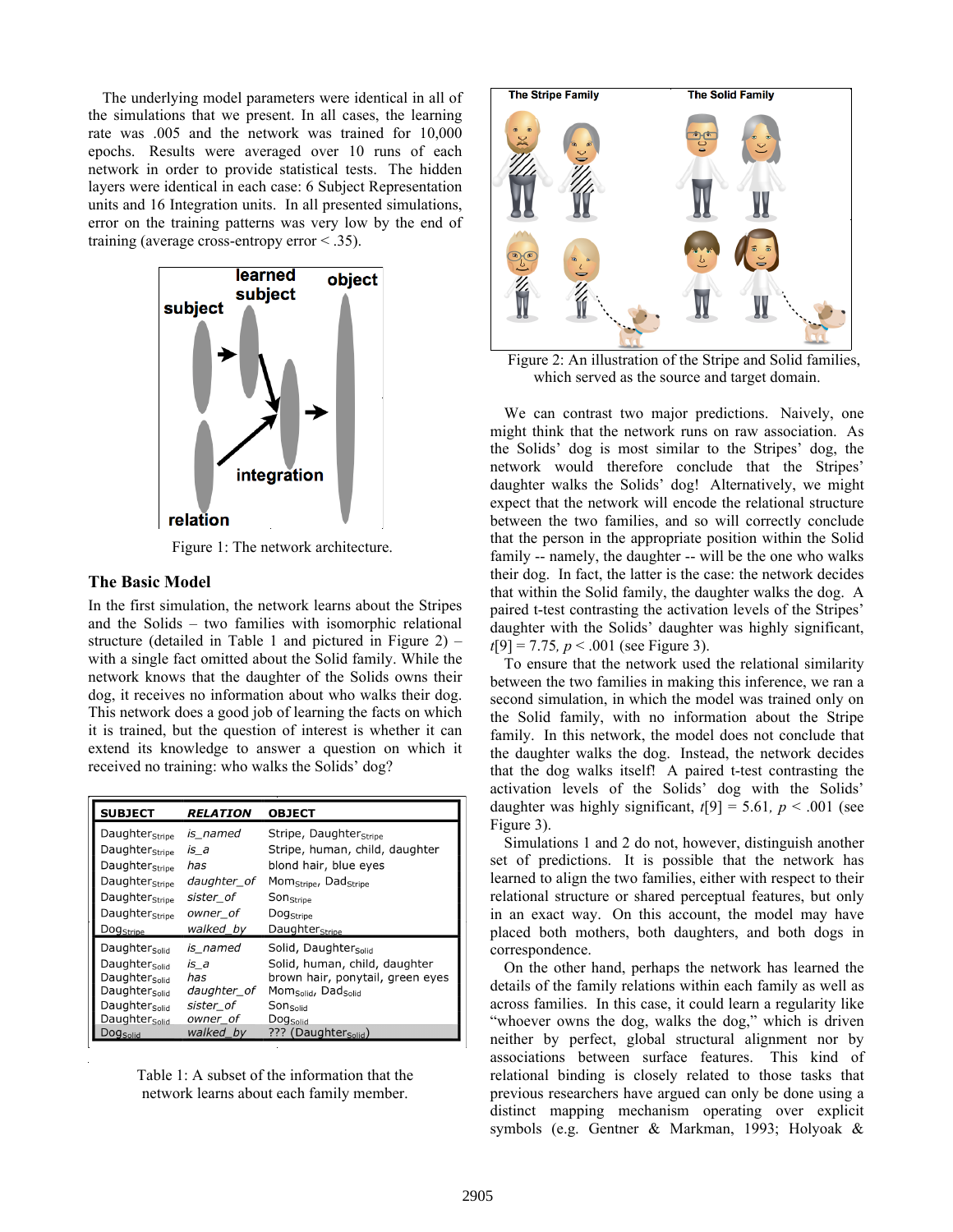The underlying model parameters were identical in all of the simulations that we present. In all cases, the learning rate was .005 and the network was trained for 10,000 epochs. Results were averaged over 10 runs of each network in order to provide statistical tests. The hidden layers were identical in each case: 6 Subject Representation units and 16 Integration units. In all presented simulations, error on the training patterns was very low by the end of training (average cross-entropy error < .35).

Figure 1: The network architecture.

## The Basic Model

In the first simulation, the network learns about the Stripes and the Solids – two families with isomorphic relational structure (detailed in Table 1 and pictured in Figure 2) – with a single fact omitted about the Solid family. While the network knows that the daughter of the Solids owns their dog, it receives no information about who walks their dog. This network does a good job of learning the facts on which it is trained, but the question of interest is whether it can extend its knowledge to answer a question on which it received no training: who walks the Solids' dog?

| SUBJECT | *RELATION* | OBJECT |
|---|---|---|
| $\text{Daughter}_{\text{Stripe}}$ | *is_named* | Stripe, $\text{Daughter}_{\text{Stripe}}$ |
| $\text{Daughter}_{\text{Stripe}}$ | *is_a* | Stripe, human, child, daughter |
| $\text{Daughter}_{\text{Stripe}}$ | *has* | blond hair, blue eyes |
| $\text{Daughter}_{\text{Stripe}}$ | *daughter_of* | $\text{Mom}_{\text{Stripe}}$, $\text{Dad}_{\text{Stripe}}$ |
| $\text{Daughter}_{\text{Stripe}}$ | *sister_of* | $\text{Son}_{\text{Stripe}}$ |
| $\text{Daughter}_{\text{Stripe}}$ | *owner_of* | $\text{Dog}_{\text{Stripe}}$ |
| $\text{Dog}_{\text{Stripe}}$ | *walked_by* | $\text{Daughter}_{\text{Stripe}}$ |
| $\text{Daughter}_{\text{Solid}}$ | *is_named* | Solid, $\text{Daughter}_{\text{Solid}}$ |
| $\text{Daughter}_{\text{Solid}}$ | *is_a* | Solid, human, child, daughter |
| $\text{Daughter}_{\text{Solid}}$ | *has* | brown hair, ponytail, green eyes |
| $\text{Daughter}_{\text{Solid}}$ | *daughter_of* | $\text{Mom}_{\text{Solid}}$, $\text{Dad}_{\text{Solid}}$ |
| $\text{Daughter}_{\text{Solid}}$ | *sister_of* | $\text{Son}_{\text{Solid}}$ |
| $\text{Daughter}_{\text{Solid}}$ | *owner_of* | $\text{Dog}_{\text{Solid}}$ |
| $\text{Dog}_{\text{Solid}}$ | *walked_by* | ??? ($\text{Daughter}_{\text{Solid}}$) |

Table 1: A subset of the information that the network learns about each family member.

Figure 2: An illustration of the Stripe and Solid families, which served as the source and target domain.

We can contrast two major predictions. Naively, one might think that the network runs on raw association. As the Solids' dog is most similar to the Stripes' dog, the network would therefore conclude that the Stripes' daughter walks the Solids' dog! Alternatively, we might expect that the network will encode the relational structure between the two families, and so will correctly conclude that the person in the appropriate position within the Solid family -- namely, the daughter -- will be the one who walks their dog. In fact, the latter is the case: the network decides that within the Solid family, the daughter walks the dog. A paired t-test contrasting the activation levels of the Stripes' daughter with the Solids' daughter was highly significant, $t[9] = 7.75$, $p < .001$ (see Figure 3).

To ensure that the network used the relational similarity between the two families in making this inference, we ran a second simulation, in which the model was trained only on the Solid family, with no information about the Stripe family. In this network, the model does not conclude that the daughter walks the dog. Instead, the network decides that the dog walks itself! A paired t-test contrasting the activation levels of the Solids' dog with the Solids' daughter was highly significant, $t[9] = 5.61$, $p < .001$ (see Figure 3).

Simulations 1 and 2 do not, however, distinguish another set of predictions. It is possible that the network has learned to align the two families, either with respect to their relational structure or shared perceptual features, but only in an exact way. On this account, the model may have placed both mothers, both daughters, and both dogs in correspondence.

On the other hand, perhaps the network has learned the details of the family relations within each family as well as across families. In this case, it could learn a regularity like "whoever owns the dog, walks the dog," which is driven neither by perfect, global structural alignment nor by associations between surface features. This kind of relational binding is closely related to those tasks that previous researchers have argued can only be done using a distinct mapping mechanism operating over explicit symbols (e.g. Gentner & Markman, 1993; Holyoak &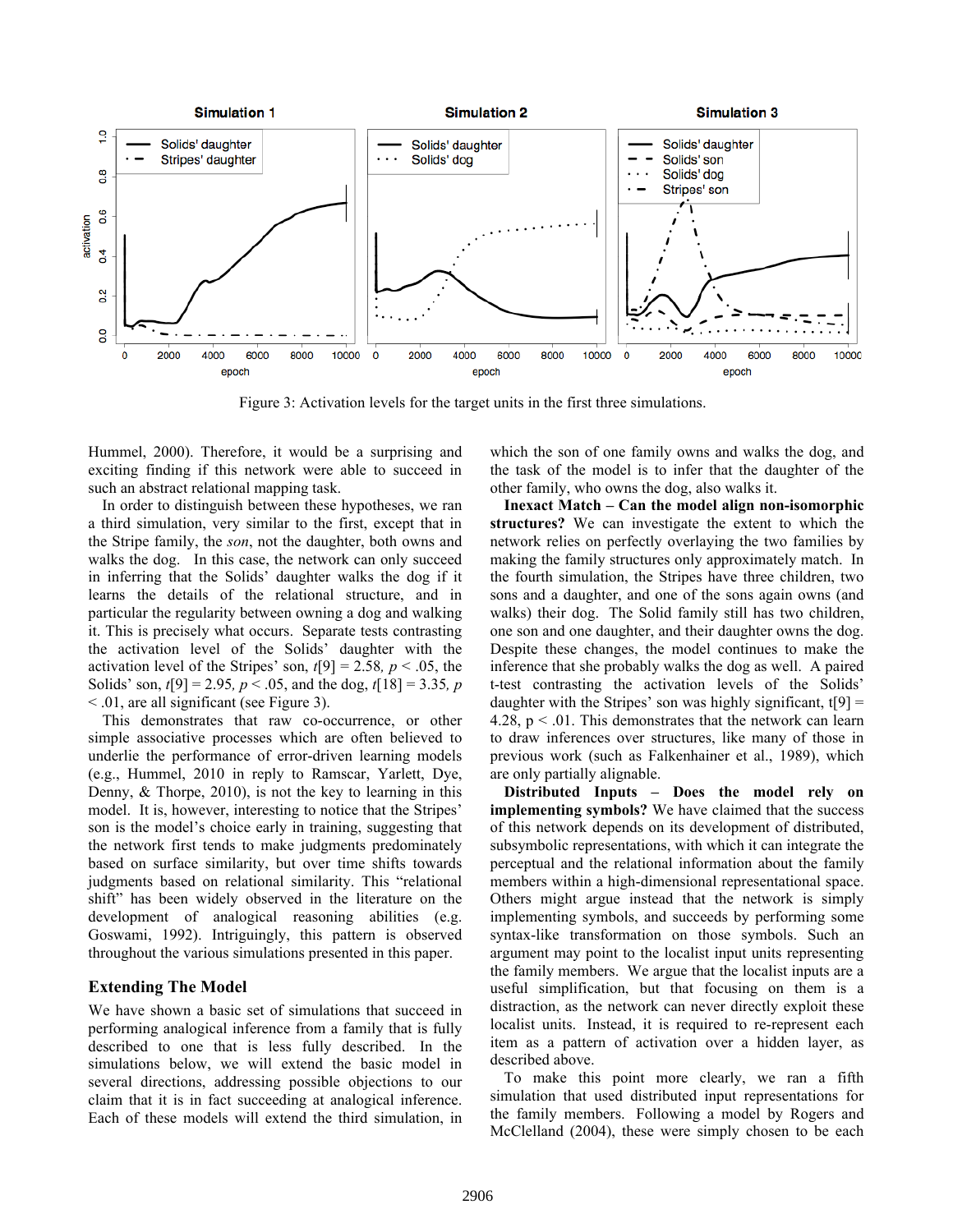Figure 3: Activation levels for the target units in the first three simulations.

Hummel, 2000). Therefore, it would be a surprising and exciting finding if this network were able to succeed in such an abstract relational mapping task.

In order to distinguish between these hypotheses, we ran a third simulation, very similar to the first, except that in the Stripe family, the *son*, not the daughter, both owns and walks the dog. In this case, the network can only succeed in inferring that the Solids' daughter walks the dog if it learns the details of the relational structure, and in particular the regularity between owning a dog and walking it. This is precisely what occurs. Separate tests contrasting the activation level of the Solids' daughter with the activation level of the Stripes' son, $t[9] = 2.58$, $p < .05$, the Solids' son, $t[9] = 2.95$, $p < .05$, and the dog, $t[18] = 3.35$, $p < .01$, are all significant (see Figure 3).

This demonstrates that raw co-occurrence, or other simple associative processes which are often believed to underlie the performance of error-driven learning models (e.g., Hummel, 2010 in reply to Ramscar, Yarlett, Dye, Denny, & Thorpe, 2010), is not the key to learning in this model. It is, however, interesting to notice that the Stripes' son is the model's choice early in training, suggesting that the network first tends to make judgments predominately based on surface similarity, but over time shifts towards judgments based on relational similarity. This "relational shift" has been widely observed in the literature on the development of analogical reasoning abilities (e.g. Goswami, 1992). Intriguingly, this pattern is observed throughout the various simulations presented in this paper.

## Extending The Model

We have shown a basic set of simulations that succeed in performing analogical inference from a family that is fully described to one that is less fully described. In the simulations below, we will extend the basic model in several directions, addressing possible objections to our claim that it is in fact succeeding at analogical inference. Each of these models will extend the third simulation, in which the son of one family owns and walks the dog, and the task of the model is to infer that the daughter of the other family, who owns the dog, also walks it.

**Inexact Match – Can the model align non-isomorphic structures?** We can investigate the extent to which the network relies on perfectly overlaying the two families by making the family structures only approximately match. In the fourth simulation, the Stripes have three children, two sons and a daughter, and one of the sons again owns (and walks) their dog. The Solid family still has two children, one son and one daughter, and their daughter owns the dog. Despite these changes, the model continues to make the inference that she probably walks the dog as well. A paired t-test contrasting the activation levels of the Solids' daughter with the Stripes' son was highly significant, $t[9] = 4.28$, $p < .01$. This demonstrates that the network can learn to draw inferences over structures, like many of those in previous work (such as Falkenhainer et al., 1989), which are only partially alignable.

**Distributed Inputs – Does the model rely on implementing symbols?** We have claimed that the success of this network depends on its development of distributed, subsymbolic representations, with which it can integrate the perceptual and the relational information about the family members within a high-dimensional representational space. Others might argue instead that the network is simply implementing symbols, and succeeds by performing some syntax-like transformation on those symbols. Such an argument may point to the localist input units representing the family members. We argue that the localist inputs are a useful simplification, but that focusing on them is a distraction, as the network can never directly exploit these localist units. Instead, it is required to re-represent each item as a pattern of activation over a hidden layer, as described above.

To make this point more clearly, we ran a fifth simulation that used distributed input representations for the family members. Following a model by Rogers and McClelland (2004), these were simply chosen to be each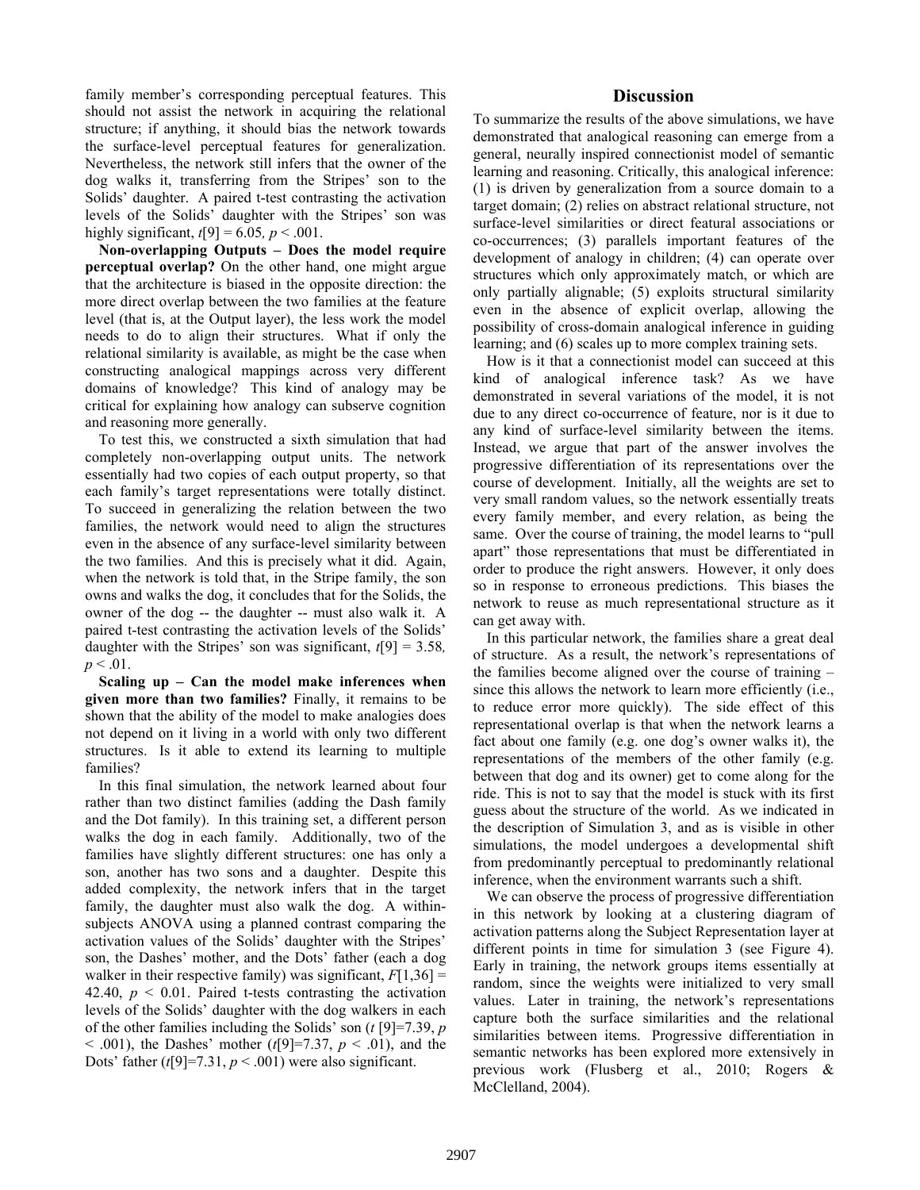family member's corresponding perceptual features. This should not assist the network in acquiring the relational structure; if anything, it should bias the network towards the surface-level perceptual features for generalization. Nevertheless, the network still infers that the owner of the dog walks it, transferring from the Stripes' son to the Solids' daughter. A paired t-test contrasting the activation levels of the Solids' daughter with the Stripes' son was highly significant, $t[9] = 6.05$, $p < .001$.

**Non-overlapping Outputs – Does the model require perceptual overlap?** On the other hand, one might argue that the architecture is biased in the opposite direction: the more direct overlap between the two families at the feature level (that is, at the Output layer), the less work the model needs to do to align their structures. What if only the relational similarity is available, as might be the case when constructing analogical mappings across very different domains of knowledge? This kind of analogy may be critical for explaining how analogy can subserve cognition and reasoning more generally.

To test this, we constructed a sixth simulation that had completely non-overlapping output units. The network essentially had two copies of each output property, so that each family's target representations were totally distinct. To succeed in generalizing the relation between the two families, the network would need to align the structures even in the absence of any surface-level similarity between the two families. And this is precisely what it did. Again, when the network is told that, in the Stripe family, the son owns and walks the dog, it concludes that for the Solids, the owner of the dog -- the daughter -- must also walk it. A paired t-test contrasting the activation levels of the Solids' daughter with the Stripes' son was significant, $t[9] = 3.58$, $p < .01$.

**Scaling up – Can the model make inferences when given more than two families?** Finally, it remains to be shown that the ability of the model to make analogies does not depend on it living in a world with only two different structures. Is it able to extend its learning to multiple families?

In this final simulation, the network learned about four rather than two distinct families (adding the Dash family and the Dot family). In this training set, a different person walks the dog in each family. Additionally, two of the families have slightly different structures: one has only a son, another has two sons and a daughter. Despite this added complexity, the network infers that in the target family, the daughter must also walk the dog. A within-subjects ANOVA using a planned contrast comparing the activation values of the Solids' daughter with the Stripes' son, the Dashes' mother, and the Dots' father (each a dog walker in their respective family) was significant, $F[1,36] = 42.40$, $p < 0.01$. Paired t-tests contrasting the activation levels of the Solids' daughter with the dog walkers in each of the other families including the Solids' son ($t[9]=7.39$, $p < .001$), the Dashes' mother ($t[9]=7.37$, $p < .01$), and the Dots' father ($t[9]=7.31$, $p < .001$) were also significant.

## Discussion

To summarize the results of the above simulations, we have demonstrated that analogical reasoning can emerge from a general, neurally inspired connectionist model of semantic learning and reasoning. Critically, this analogical inference: (1) is driven by generalization from a source domain to a target domain; (2) relies on abstract relational structure, not surface-level similarities or direct featural associations or co-occurrences; (3) parallels important features of the development of analogy in children; (4) can operate over structures which only approximately match, or which are only partially alignable; (5) exploits structural similarity even in the absence of explicit overlap, allowing the possibility of cross-domain analogical inference in guiding learning; and (6) scales up to more complex training sets.

How is it that a connectionist model can succeed at this kind of analogical inference task? As we have demonstrated in several variations of the model, it is not due to any direct co-occurrence of feature, nor is it due to any kind of surface-level similarity between the items. Instead, we argue that part of the answer involves the progressive differentiation of its representations over the course of development. Initially, all the weights are set to very small random values, so the network essentially treats every family member, and every relation, as being the same. Over the course of training, the model learns to "pull apart" those representations that must be differentiated in order to produce the right answers. However, it only does so in response to erroneous predictions. This biases the network to reuse as much representational structure as it can get away with.

In this particular network, the families share a great deal of structure. As a result, the network's representations of the families become aligned over the course of training – since this allows the network to learn more efficiently (i.e., to reduce error more quickly). The side effect of this representational overlap is that when the network learns a fact about one family (e.g. one dog's owner walks it), the representations of the members of the other family (e.g. between that dog and its owner) get to come along for the ride. This is not to say that the model is stuck with its first guess about the structure of the world. As we indicated in the description of Simulation 3, and as is visible in other simulations, the model undergoes a developmental shift from predominantly perceptual to predominantly relational inference, when the environment warrants such a shift.

We can observe the process of progressive differentiation in this network by looking at a clustering diagram of activation patterns along the Subject Representation layer at different points in time for simulation 3 (see Figure 4). Early in training, the network groups items essentially at random, since the weights were initialized to very small values. Later in training, the network's representations capture both the surface similarities and the relational similarities between items. Progressive differentiation in semantic networks has been explored more extensively in previous work (Flusberg et al., 2010; Rogers & McClelland, 2004).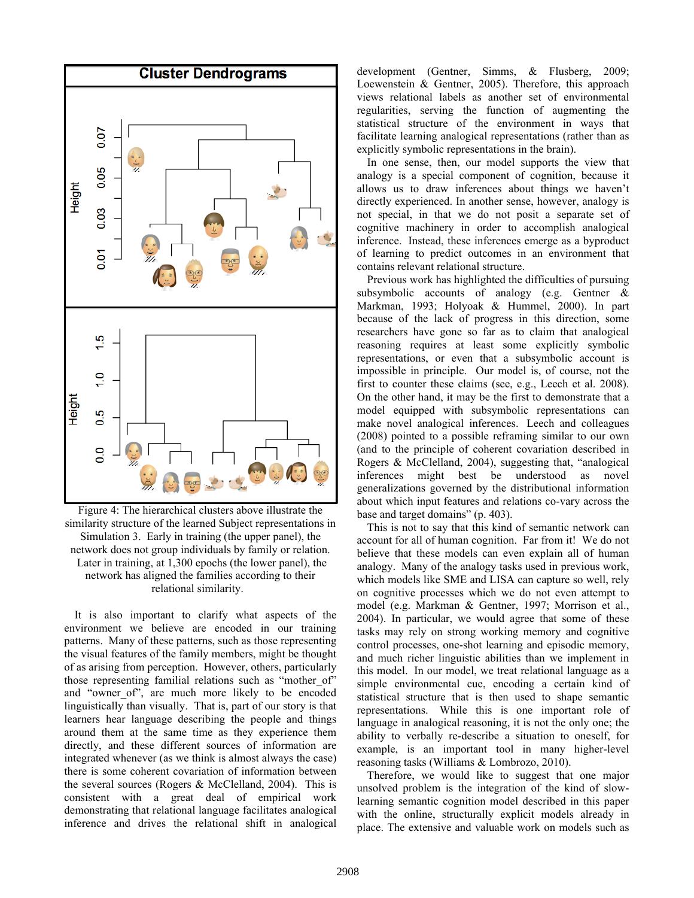Figure 4: The hierarchical clusters above illustrate the similarity structure of the learned Subject representations in Simulation 3. Early in training (the upper panel), the network does not group individuals by family or relation. Later in training, at 1,300 epochs (the lower panel), the network has aligned the families according to their relational similarity.

It is also important to clarify what aspects of the environment we believe are encoded in our training patterns. Many of these patterns, such as those representing the visual features of the family members, might be thought of as arising from perception. However, others, particularly those representing familial relations such as "mother_of" and "owner_of", are much more likely to be encoded linguistically than visually. That is, part of our story is that learners hear language describing the people and things around them at the same time as they experience them directly, and these different sources of information are integrated whenever (as we think is almost always the case) there is some coherent covariation of information between the several sources (Rogers & McClelland, 2004). This is consistent with a great deal of empirical work demonstrating that relational language facilitates analogical inference and drives the relational shift in analogical development (Gentner, Simms, & Flusberg, 2009; Loewenstein & Gentner, 2005). Therefore, this approach views relational labels as another set of environmental regularities, serving the function of augmenting the statistical structure of the environment in ways that facilitate learning analogical representations (rather than as explicitly symbolic representations in the brain).

In one sense, then, our model supports the view that analogy is a special component of cognition, because it allows us to draw inferences about things we haven't directly experienced. In another sense, however, analogy is not special, in that we do not posit a separate set of cognitive machinery in order to accomplish analogical inference. Instead, these inferences emerge as a byproduct of learning to predict outcomes in an environment that contains relevant relational structure.

Previous work has highlighted the difficulties of pursuing subsymbolic accounts of analogy (e.g. Gentner & Markman, 1993; Holyoak & Hummel, 2000). In part because of the lack of progress in this direction, some researchers have gone so far as to claim that analogical reasoning requires at least some explicitly symbolic representations, or even that a subsymbolic account is impossible in principle. Our model is, of course, not the first to counter these claims (see, e.g., Leech et al. 2008). On the other hand, it may be the first to demonstrate that a model equipped with subsymbolic representations can make novel analogical inferences. Leech and colleagues (2008) pointed to a possible reframing similar to our own (and to the principle of coherent covariation described in Rogers & McClelland, 2004), suggesting that, "analogical inferences might best be understood as novel generalizations governed by the distributional information about which input features and relations co-vary across the base and target domains" (p. 403).

This is not to say that this kind of semantic network can account for all of human cognition. Far from it! We do not believe that these models can even explain all of human analogy. Many of the analogy tasks used in previous work, which models like SME and LISA can capture so well, rely on cognitive processes which we do not even attempt to model (e.g. Markman & Gentner, 1997; Morrison et al., 2004). In particular, we would agree that some of these tasks may rely on strong working memory and cognitive control processes, one-shot learning and episodic memory, and much richer linguistic abilities than we implement in this model. In our model, we treat relational language as a simple environmental cue, encoding a certain kind of statistical structure that is then used to shape semantic representations. While this is one important role of language in analogical reasoning, it is not the only one; the ability to verbally re-describe a situation to oneself, for example, is an important tool in many higher-level reasoning tasks (Williams & Lombrozo, 2010).

Therefore, we would like to suggest that one major unsolved problem is the integration of the kind of slow-learning semantic cognition model described in this paper with the online, structurally explicit models already in place. The extensive and valuable work on models such as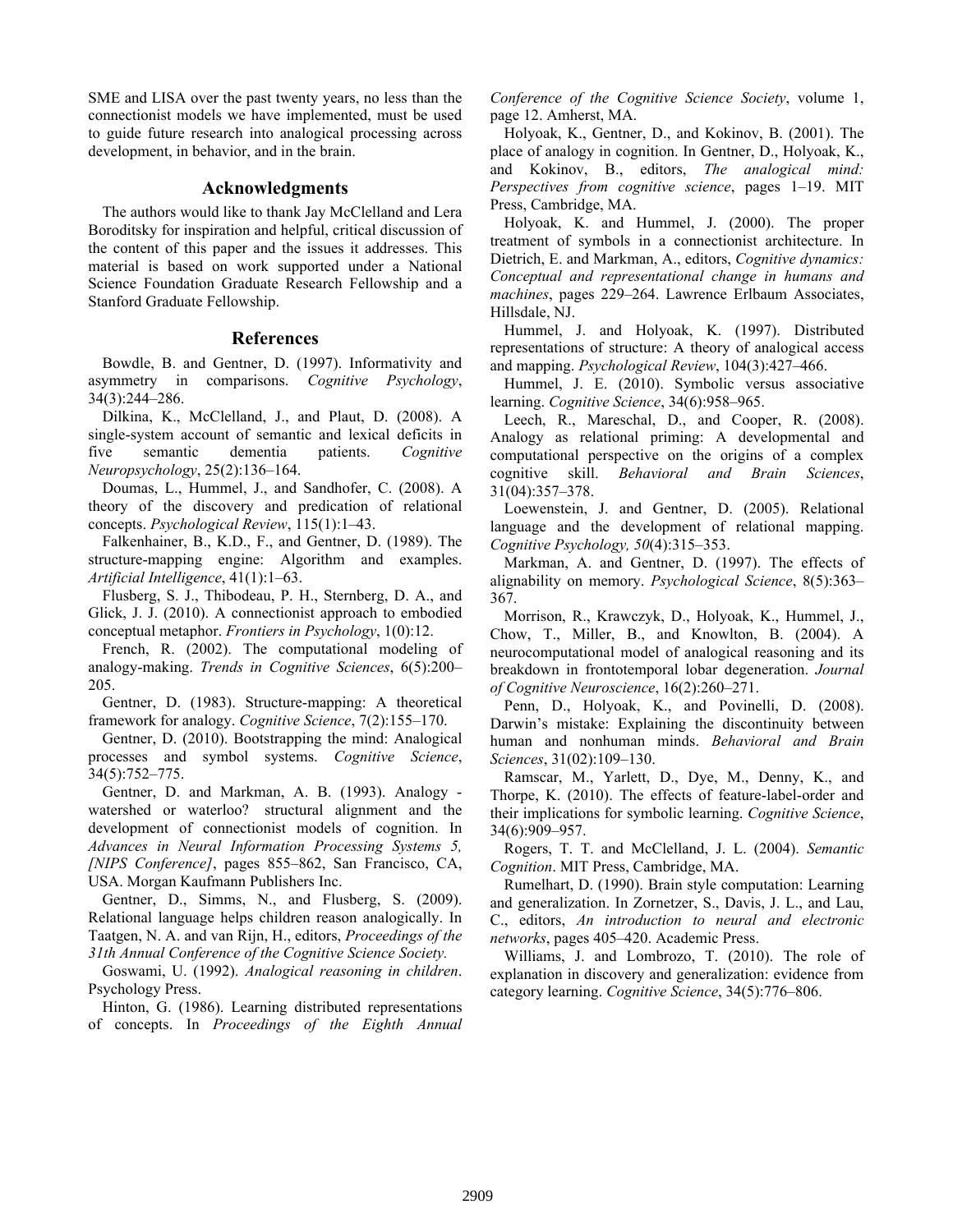SME and LISA over the past twenty years, no less than the connectionist models we have implemented, must be used to guide future research into analogical processing across development, in behavior, and in the brain.

## Acknowledgments

The authors would like to thank Jay McClelland and Lera Boroditsky for inspiration and helpful, critical discussion of the content of this paper and the issues it addresses. This material is based on work supported under a National Science Foundation Graduate Research Fellowship and a Stanford Graduate Fellowship.

## References

Bowdle, B. and Gentner, D. (1997). Informativity and asymmetry in comparisons. *Cognitive Psychology*, 34(3):244–286.

Dilkina, K., McClelland, J., and Plaut, D. (2008). A single-system account of semantic and lexical deficits in five semantic dementia patients. *Cognitive Neuropsychology*, 25(2):136–164.

Doumas, L., Hummel, J., and Sandhofer, C. (2008). A theory of the discovery and predication of relational concepts. *Psychological Review*, 115(1):1–43.

Falkenhainer, B., K.D., F., and Gentner, D. (1989). The structure-mapping engine: Algorithm and examples. *Artificial Intelligence*, 41(1):1–63.

Flusberg, S. J., Thibodeau, P. H., Sternberg, D. A., and Glick, J. J. (2010). A connectionist approach to embodied conceptual metaphor. *Frontiers in Psychology*, 1(0):12.

French, R. (2002). The computational modeling of analogy-making. *Trends in Cognitive Sciences*, 6(5):200–205.

Gentner, D. (1983). Structure-mapping: A theoretical framework for analogy. *Cognitive Science*, 7(2):155–170.

Gentner, D. (2010). Bootstrapping the mind: Analogical processes and symbol systems. *Cognitive Science*, 34(5):752–775.

Gentner, D. and Markman, A. B. (1993). Analogy - watershed or waterloo? structural alignment and the development of connectionist models of cognition. In *Advances in Neural Information Processing Systems 5, [NIPS Conference]*, pages 855–862, San Francisco, CA, USA. Morgan Kaufmann Publishers Inc.

Gentner, D., Simms, N., and Flusberg, S. (2009). Relational language helps children reason analogically. In Taatgen, N. A. and van Rijn, H., editors, *Proceedings of the 31th Annual Conference of the Cognitive Science Society.*

Goswami, U. (1992). *Analogical reasoning in children*. Psychology Press.

Hinton, G. (1986). Learning distributed representations of concepts. In *Proceedings of the Eighth Annual Conference of the Cognitive Science Society*, volume 1, page 12. Amherst, MA.

Holyoak, K., Gentner, D., and Kokinov, B. (2001). The place of analogy in cognition. In Gentner, D., Holyoak, K., and Kokinov, B., editors, *The analogical mind: Perspectives from cognitive science*, pages 1–19. MIT Press, Cambridge, MA.

Holyoak, K. and Hummel, J. (2000). The proper treatment of symbols in a connectionist architecture. In Dietrich, E. and Markman, A., editors, *Cognitive dynamics: Conceptual and representational change in humans and machines*, pages 229–264. Lawrence Erlbaum Associates, Hillsdale, NJ.

Hummel, J. and Holyoak, K. (1997). Distributed representations of structure: A theory of analogical access and mapping. *Psychological Review*, 104(3):427–466.

Hummel, J. E. (2010). Symbolic versus associative learning. *Cognitive Science*, 34(6):958–965.

Leech, R., Mareschal, D., and Cooper, R. (2008). Analogy as relational priming: A developmental and computational perspective on the origins of a complex cognitive skill. *Behavioral and Brain Sciences*, 31(04):357–378.

Loewenstein, J. and Gentner, D. (2005). Relational language and the development of relational mapping. *Cognitive Psychology, 50*(4):315–353.

Markman, A. and Gentner, D. (1997). The effects of alignability on memory. *Psychological Science*, 8(5):363–367.

Morrison, R., Krawczyk, D., Holyoak, K., Hummel, J., Chow, T., Miller, B., and Knowlton, B. (2004). A neurocomputational model of analogical reasoning and its breakdown in frontotemporal lobar degeneration. *Journal of Cognitive Neuroscience*, 16(2):260–271.

Penn, D., Holyoak, K., and Povinelli, D. (2008). Darwin's mistake: Explaining the discontinuity between human and nonhuman minds. *Behavioral and Brain Sciences*, 31(02):109–130.

Ramscar, M., Yarlett, D., Dye, M., Denny, K., and Thorpe, K. (2010). The effects of feature-label-order and their implications for symbolic learning. *Cognitive Science*, 34(6):909–957.

Rogers, T. T. and McClelland, J. L. (2004). *Semantic Cognition*. MIT Press, Cambridge, MA.

Rumelhart, D. (1990). Brain style computation: Learning and generalization. In Zornetzer, S., Davis, J. L., and Lau, C., editors, *An introduction to neural and electronic networks*, pages 405–420. Academic Press.

Williams, J. and Lombrozo, T. (2010). The role of explanation in discovery and generalization: evidence from category learning. *Cognitive Science*, 34(5):776–806.